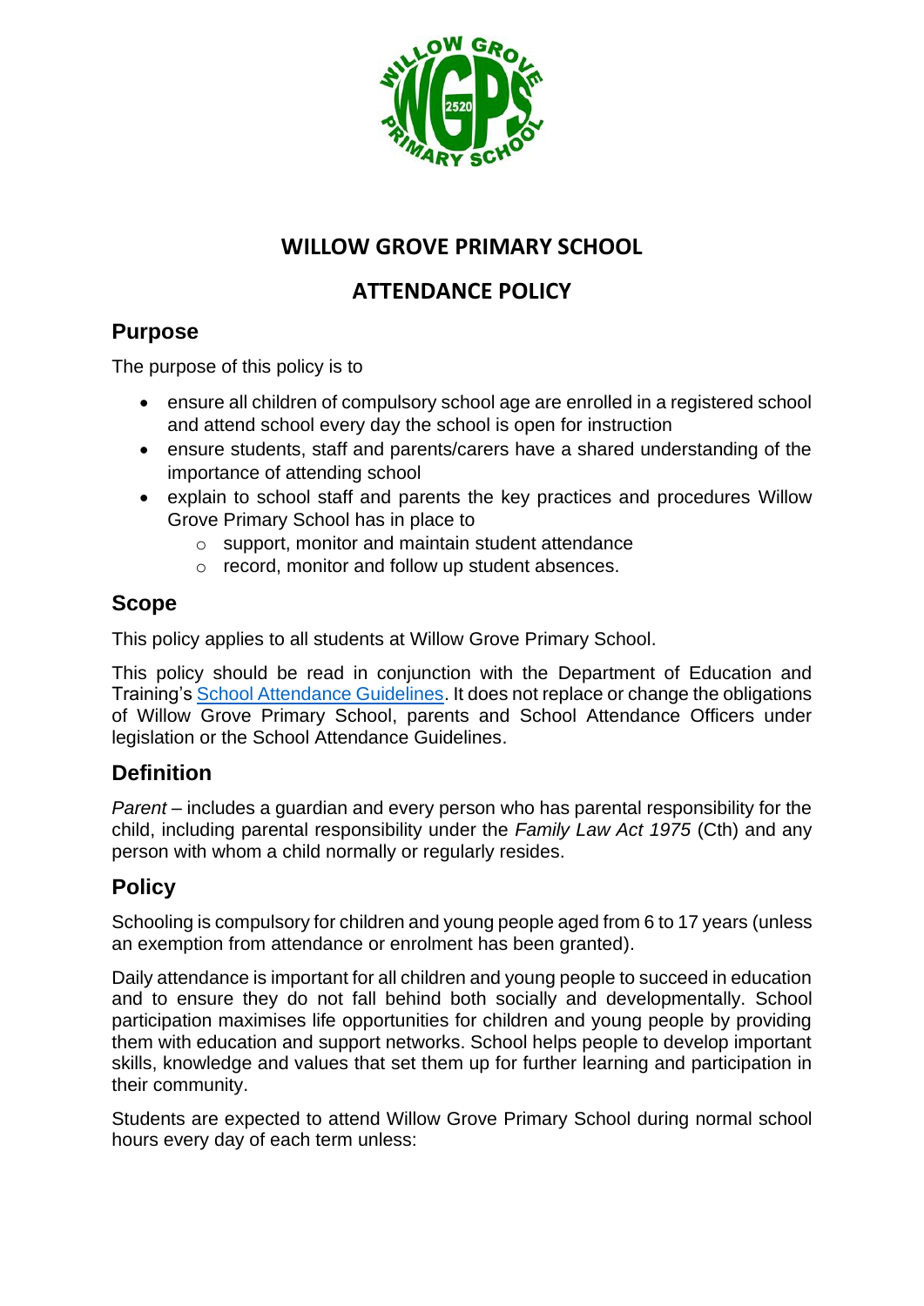# WILLOW GROVE PRIMARY SCHOOL

# ATTENDANCE POLICY

## Purpose

The purpose of this policy is to

- ensure all children of compulsory school age are enrolled in a registered school and attend school every day the school is open for instruction
- ensure students, staff and parents/carers have a shared understanding of the importance of attending school
- explain to school staff and parents the key practices and procedures Willow Grove Primary School has in place to
  - support, monitor and maintain student attendance
  - record, monitor and follow up student absences.

## Scope

This policy applies to all students at Willow Grove Primary School.

This policy should be read in conjunction with the Department of Education and Training's School Attendance Guidelines. It does not replace or change the obligations of Willow Grove Primary School, parents and School Attendance Officers under legislation or the School Attendance Guidelines.

## Definition

*Parent* – includes a guardian and every person who has parental responsibility for the child, including parental responsibility under the *Family Law Act 1975* (Cth) and any person with whom a child normally or regularly resides.

## Policy

Schooling is compulsory for children and young people aged from 6 to 17 years (unless an exemption from attendance or enrolment has been granted).

Daily attendance is important for all children and young people to succeed in education and to ensure they do not fall behind both socially and developmentally. School participation maximises life opportunities for children and young people by providing them with education and support networks. School helps people to develop important skills, knowledge and values that set them up for further learning and participation in their community.

Students are expected to attend Willow Grove Primary School during normal school hours every day of each term unless: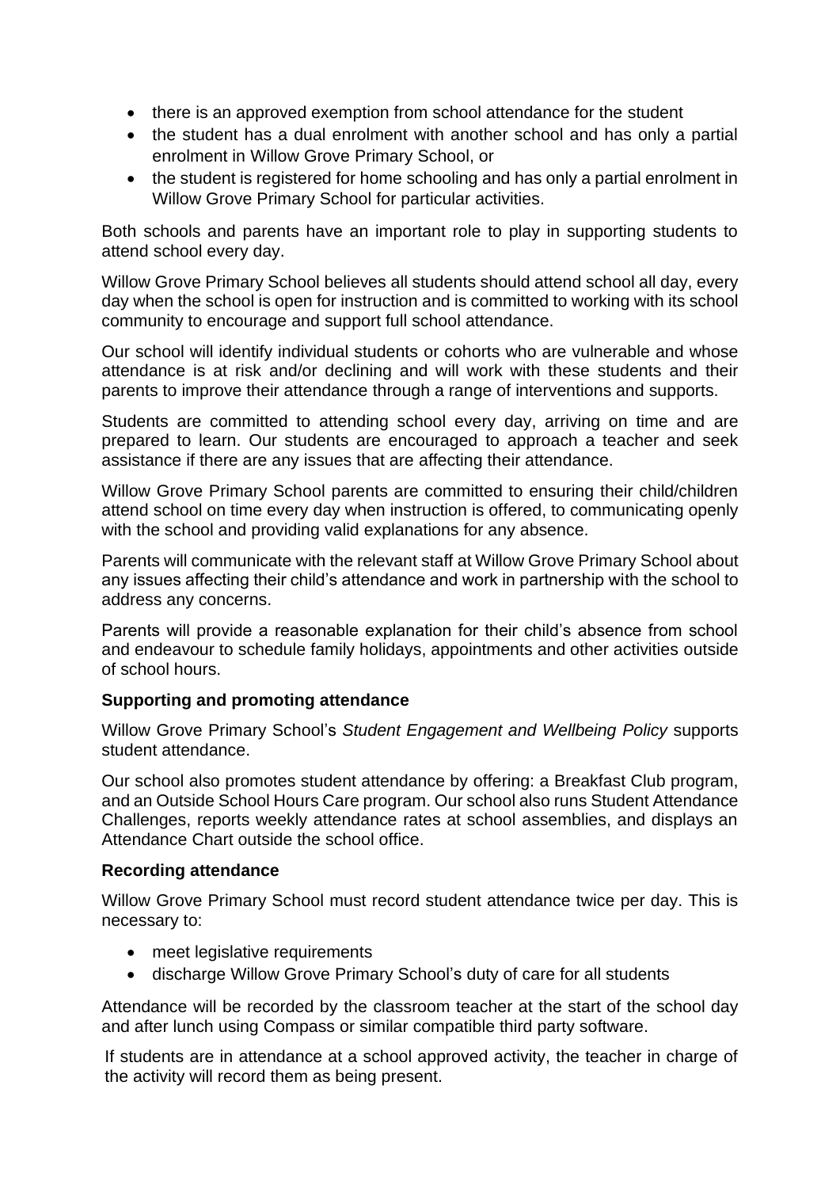- there is an approved exemption from school attendance for the student
- the student has a dual enrolment with another school and has only a partial enrolment in Willow Grove Primary School, or
- the student is registered for home schooling and has only a partial enrolment in Willow Grove Primary School for particular activities.

Both schools and parents have an important role to play in supporting students to attend school every day.

Willow Grove Primary School believes all students should attend school all day, every day when the school is open for instruction and is committed to working with its school community to encourage and support full school attendance.

Our school will identify individual students or cohorts who are vulnerable and whose attendance is at risk and/or declining and will work with these students and their parents to improve their attendance through a range of interventions and supports.

Students are committed to attending school every day, arriving on time and are prepared to learn. Our students are encouraged to approach a teacher and seek assistance if there are any issues that are affecting their attendance.

Willow Grove Primary School parents are committed to ensuring their child/children attend school on time every day when instruction is offered, to communicating openly with the school and providing valid explanations for any absence.

Parents will communicate with the relevant staff at Willow Grove Primary School about any issues affecting their child's attendance and work in partnership with the school to address any concerns.

Parents will provide a reasonable explanation for their child's absence from school and endeavour to schedule family holidays, appointments and other activities outside of school hours.

**Supporting and promoting attendance**

Willow Grove Primary School's *Student Engagement and Wellbeing Policy* supports student attendance.

Our school also promotes student attendance by offering: a Breakfast Club program, and an Outside School Hours Care program. Our school also runs Student Attendance Challenges, reports weekly attendance rates at school assemblies, and displays an Attendance Chart outside the school office.

**Recording attendance**

Willow Grove Primary School must record student attendance twice per day. This is necessary to:

- meet legislative requirements
- discharge Willow Grove Primary School's duty of care for all students

Attendance will be recorded by the classroom teacher at the start of the school day and after lunch using Compass or similar compatible third party software.

If students are in attendance at a school approved activity, the teacher in charge of the activity will record them as being present.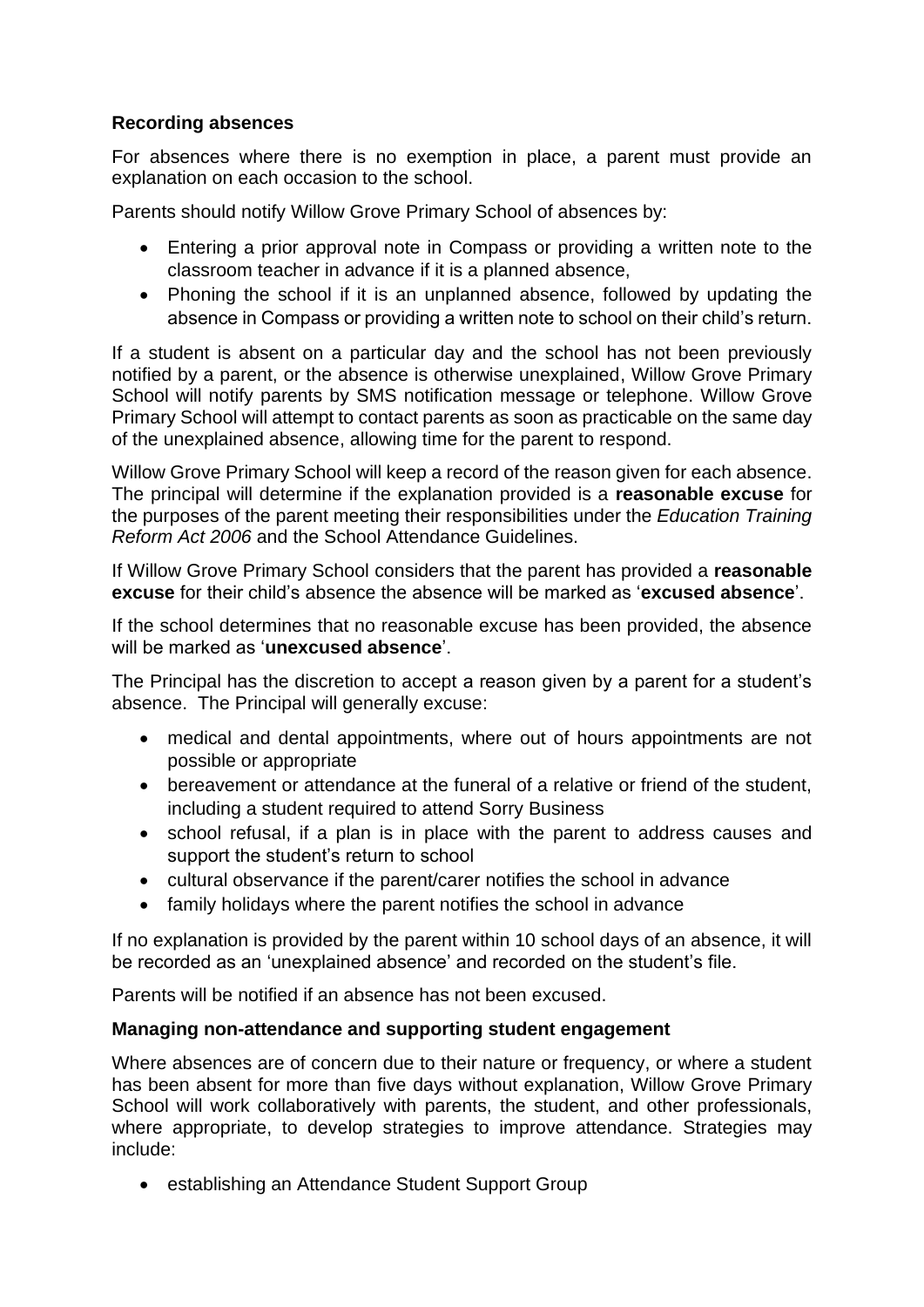**Recording absences**

For absences where there is no exemption in place, a parent must provide an explanation on each occasion to the school.

Parents should notify Willow Grove Primary School of absences by:

- Entering a prior approval note in Compass or providing a written note to the classroom teacher in advance if it is a planned absence,
- Phoning the school if it is an unplanned absence, followed by updating the absence in Compass or providing a written note to school on their child's return.

If a student is absent on a particular day and the school has not been previously notified by a parent, or the absence is otherwise unexplained, Willow Grove Primary School will notify parents by SMS notification message or telephone. Willow Grove Primary School will attempt to contact parents as soon as practicable on the same day of the unexplained absence, allowing time for the parent to respond.

Willow Grove Primary School will keep a record of the reason given for each absence. The principal will determine if the explanation provided is a **reasonable excuse** for the purposes of the parent meeting their responsibilities under the *Education Training Reform Act 2006* and the School Attendance Guidelines.

If Willow Grove Primary School considers that the parent has provided a **reasonable excuse** for their child's absence the absence will be marked as '**excused absence**'.

If the school determines that no reasonable excuse has been provided, the absence will be marked as '**unexcused absence**'.

The Principal has the discretion to accept a reason given by a parent for a student's absence. The Principal will generally excuse:

- medical and dental appointments, where out of hours appointments are not possible or appropriate
- bereavement or attendance at the funeral of a relative or friend of the student, including a student required to attend Sorry Business
- school refusal, if a plan is in place with the parent to address causes and support the student's return to school
- cultural observance if the parent/carer notifies the school in advance
- family holidays where the parent notifies the school in advance

If no explanation is provided by the parent within 10 school days of an absence, it will be recorded as an 'unexplained absence' and recorded on the student's file.

Parents will be notified if an absence has not been excused.

**Managing non-attendance and supporting student engagement**

Where absences are of concern due to their nature or frequency, or where a student has been absent for more than five days without explanation, Willow Grove Primary School will work collaboratively with parents, the student, and other professionals, where appropriate, to develop strategies to improve attendance. Strategies may include:

- establishing an Attendance Student Support Group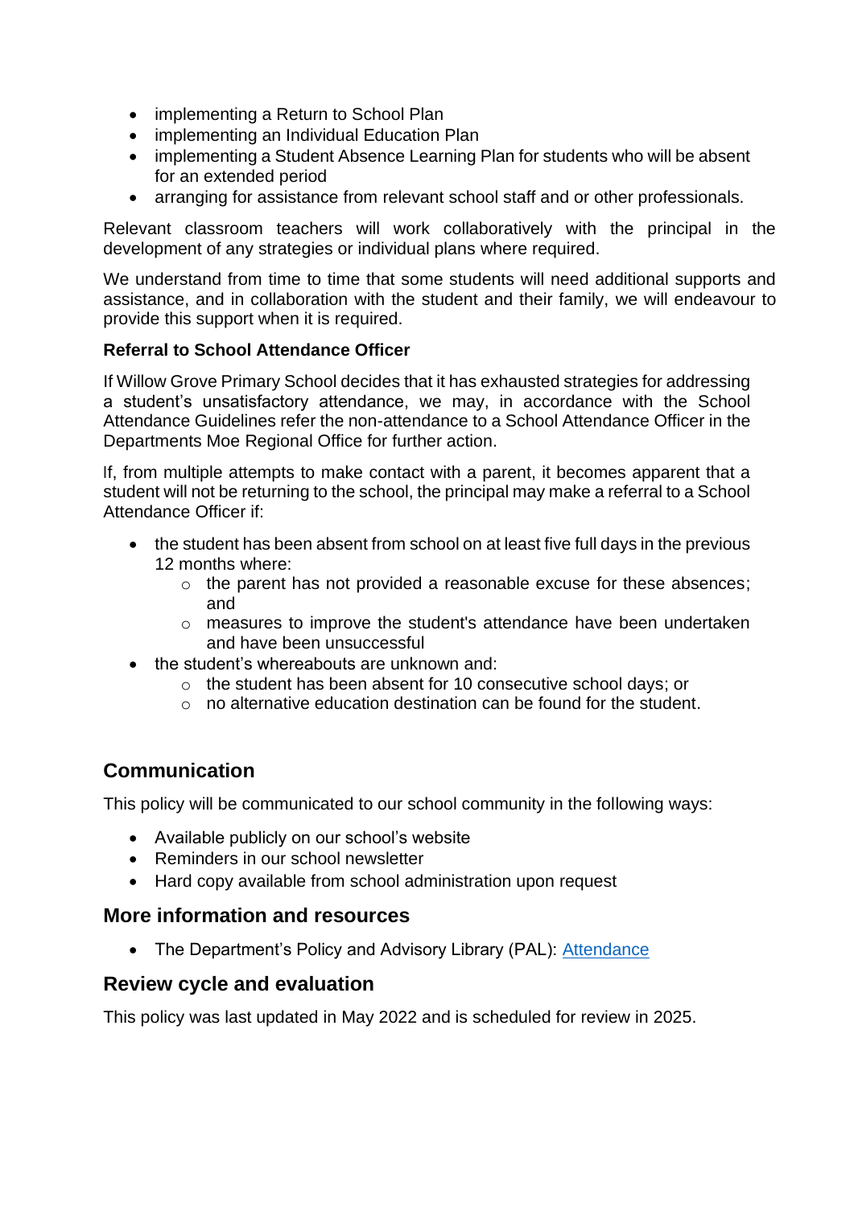- implementing a Return to School Plan
- implementing an Individual Education Plan
- implementing a Student Absence Learning Plan for students who will be absent for an extended period
- arranging for assistance from relevant school staff and or other professionals.

Relevant classroom teachers will work collaboratively with the principal in the development of any strategies or individual plans where required.

We understand from time to time that some students will need additional supports and assistance, and in collaboration with the student and their family, we will endeavour to provide this support when it is required.

**Referral to School Attendance Officer**

If Willow Grove Primary School decides that it has exhausted strategies for addressing a student's unsatisfactory attendance, we may, in accordance with the School Attendance Guidelines refer the non-attendance to a School Attendance Officer in the Departments Moe Regional Office for further action.

If, from multiple attempts to make contact with a parent, it becomes apparent that a student will not be returning to the school, the principal may make a referral to a School Attendance Officer if:

- the student has been absent from school on at least five full days in the previous 12 months where:
  - the parent has not provided a reasonable excuse for these absences; and
  - measures to improve the student's attendance have been undertaken and have been unsuccessful
- the student's whereabouts are unknown and:
  - the student has been absent for 10 consecutive school days; or
  - no alternative education destination can be found for the student.

## Communication

This policy will be communicated to our school community in the following ways:

- Available publicly on our school's website
- Reminders in our school newsletter
- Hard copy available from school administration upon request

## More information and resources

- The Department's Policy and Advisory Library (PAL): [Attendance]

## Review cycle and evaluation

This policy was last updated in May 2022 and is scheduled for review in 2025.